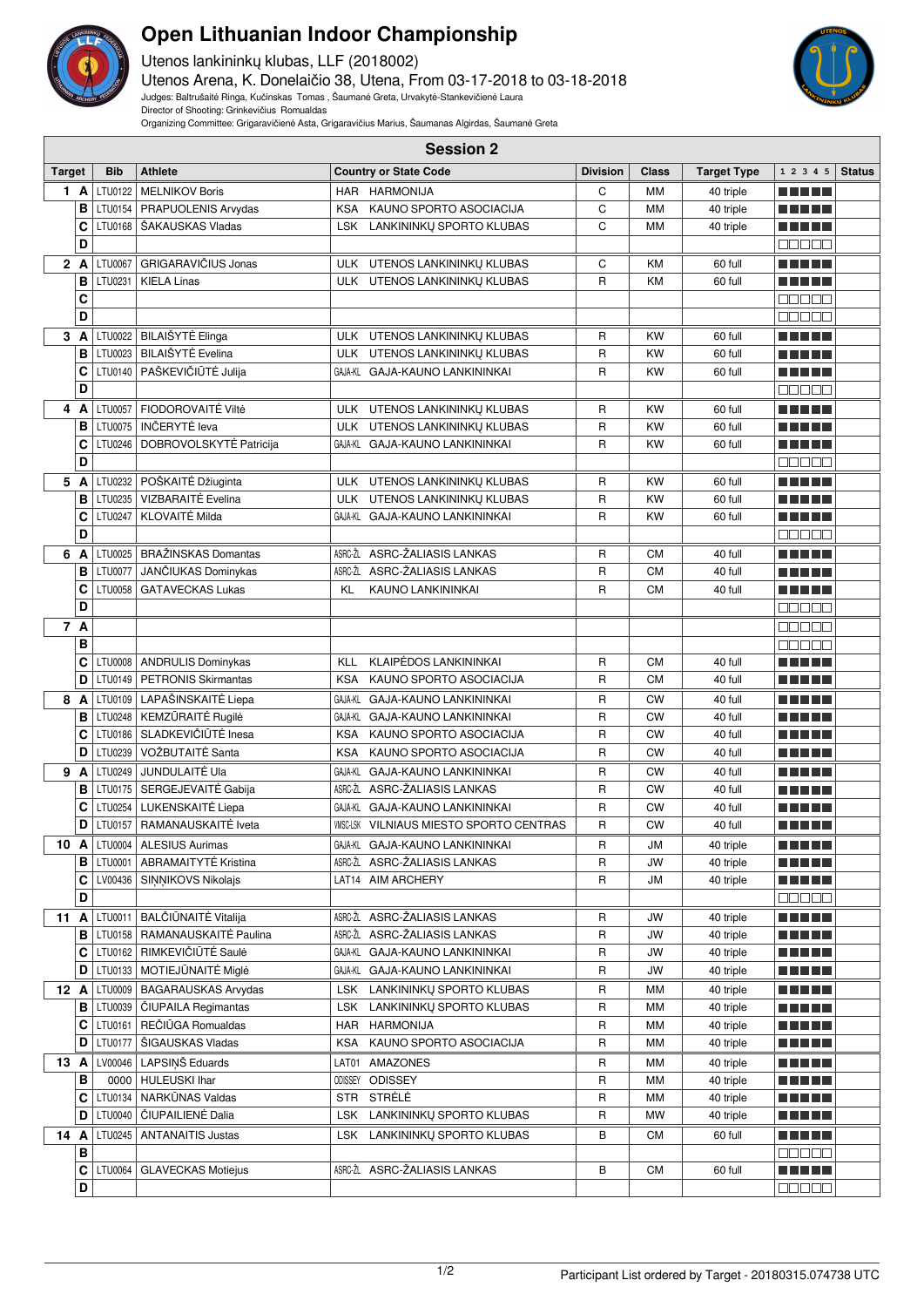# Open Lithuanian Indoor Championship

Utenos lankininkų klubas, LLF (2018002)

Utenos Arena, K. Donelaičio 38, Utena, From 03-17-2018 to 03-18-2018

Judges: Baltrušaitė Ringa, Kučinskas Tomas , Šaumanė Greta, Urvakytė-Stankevičienė Laura

Director of Shooting: Grinkevičius Romualdas

Organizing Committee: Grigaravičienė Asta, Grigaravičius Marius, Šaumanas Algirdas, Šaumanė Greta

## Session 2

| Target | | Bib | Athlete | Country or State Code | | Division | Class | Target Type | 1 2 3 4 5 | Status |
|---|---|---|---|---|---|---|---|---|---|---|
| 1 | A | LTU0122 | MELNIKOV Boris | HAR | HARMONIJA | C | MM | 40 triple | ■■■■■ | |
| | B | LTU0154 | PRAPUOLENIS Arvydas | KSA | KAUNO SPORTO ASOCIACIJA | C | MM | 40 triple | ■■■■■ | |
| | C | LTU0168 | ŠAKAUSKAS Vladas | LSK | LANKININKŲ SPORTO KLUBAS | C | MM | 40 triple | ■■■■■ | |
| | D | | | | | | | | □□□□□ | |
| 2 | A | LTU0067 | GRIGARAVIČIUS Jonas | ULK | UTENOS LANKININKŲ KLUBAS | C | KM | 60 full | ■■■■■ | |
| | B | LTU0231 | KIELA Linas | ULK | UTENOS LANKININKŲ KLUBAS | R | KM | 60 full | ■■■■■ | |
| | C | | | | | | | | □□□□□ | |
| | D | | | | | | | | □□□□□ | |
| 3 | A | LTU0022 | BILAIŠYTĖ Elinga | ULK | UTENOS LANKININKŲ KLUBAS | R | KW | 60 full | ■■■■■ | |
| | B | LTU0023 | BILAIŠYTĖ Evelina | ULK | UTENOS LANKININKŲ KLUBAS | R | KW | 60 full | ■■■■■ | |
| | C | LTU0140 | PAŠKEVIČIŪTĖ Julija | GAJA-KL | GAJA-KAUNO LANKININKAI | R | KW | 60 full | ■■■■■ | |
| | D | | | | | | | | □□□□□ | |
| 4 | A | LTU0057 | FIODOROVAITĖ Viltė | ULK | UTENOS LANKININKŲ KLUBAS | R | KW | 60 full | ■■■■■ | |
| | B | LTU0075 | INČERYTĖ Ieva | ULK | UTENOS LANKININKŲ KLUBAS | R | KW | 60 full | ■■■■■ | |
| | C | LTU0246 | DOBROVOLSKYTĖ Patricija | GAJA-KL | GAJA-KAUNO LANKININKAI | R | KW | 60 full | ■■■■■ | |
| | D | | | | | | | | □□□□□ | |
| 5 | A | LTU0232 | POŠKAITĖ Džiuginta | ULK | UTENOS LANKININKŲ KLUBAS | R | KW | 60 full | ■■■■■ | |
| | B | LTU0235 | VIZBARAITĖ Evelina | ULK | UTENOS LANKININKŲ KLUBAS | R | KW | 60 full | ■■■■■ | |
| | C | LTU0247 | KLOVAITĖ Milda | GAJA-KL | GAJA-KAUNO LANKININKAI | R | KW | 60 full | ■■■■■ | |
| | D | | | | | | | | □□□□□ | |
| 6 | A | LTU0025 | BRAŽINSKAS Domantas | ASRC-ŽL | ASRC-ŽALIASIS LANKAS | R | CM | 40 full | ■■■■■ | |
| | B | LTU0077 | JANČIUKAS Dominykas | ASRC-ŽL | ASRC-ŽALIASIS LANKAS | R | CM | 40 full | ■■■■■ | |
| | C | LTU0058 | GATAVECKAS Lukas | KL | KAUNO LANKININKAI | R | CM | 40 full | ■■■■■ | |
| | D | | | | | | | | □□□□□ | |
| 7 | A | | | | | | | | □□□□□ | |
| | B | | | | | | | | □□□□□ | |
| | C | LTU0008 | ANDRULIS Dominykas | KLL | KLAIPĖDOS LANKININKAI | R | CM | 40 full | ■■■■■ | |
| | D | LTU0149 | PETRONIS Skirmantas | KSA | KAUNO SPORTO ASOCIACIJA | R | CM | 40 full | ■■■■■ | |
| 8 | A | LTU0109 | LAPAŠINSKAITĖ Liepa | GAJA-KL | GAJA-KAUNO LANKININKAI | R | CW | 40 full | ■■■■■ | |
| | B | LTU0248 | KEMZŪRAITĖ Rugilė | GAJA-KL | GAJA-KAUNO LANKININKAI | R | CW | 40 full | ■■■■■ | |
| | C | LTU0186 | SLADKEVIČIŪTĖ Inesa | KSA | KAUNO SPORTO ASOCIACIJA | R | CW | 40 full | ■■■■■ | |
| | D | LTU0239 | VOŽBUTAITĖ Santa | KSA | KAUNO SPORTO ASOCIACIJA | R | CW | 40 full | ■■■■■ | |
| 9 | A | LTU0249 | JUNDULAITĖ Ula | GAJA-KL | GAJA-KAUNO LANKININKAI | R | CW | 40 full | ■■■■■ | |
| | B | LTU0175 | SERGEJEVAITĖ Gabija | ASRC-ŽL | ASRC-ŽALIASIS LANKAS | R | CW | 40 full | ■■■■■ | |
| | C | LTU0254 | LUKENSKAITĖ Liepa | GAJA-KL | GAJA-KAUNO LANKININKAI | R | CW | 40 full | ■■■■■ | |
| | D | LTU0157 | RAMANAUSKAITĖ Iveta | VMSC-LSK | VILNIAUS MIESTO SPORTO CENTRAS | R | CW | 40 full | ■■■■■ | |
| 10 | A | LTU0004 | ALESIUS Aurimas | GAJA-KL | GAJA-KAUNO LANKININKAI | R | JM | 40 triple | ■■■■■ | |
| | B | LTU0001 | ABRAMAITYTĖ Kristina | ASRC-ŽL | ASRC-ŽALIASIS LANKAS | R | JW | 40 triple | ■■■■■ | |
| | C | LV00436 | SIŅŅIKOVS Nikolajs | LAT14 | AIM ARCHERY | R | JM | 40 triple | ■■■■■ | |
| | D | | | | | | | | □□□□□ | |
| 11 | A | LTU0011 | BALČIŪNAITĖ Vitalija | ASRC-ŽL | ASRC-ŽALIASIS LANKAS | R | JW | 40 triple | ■■■■■ | |
| | B | LTU0158 | RAMANAUSKAITĖ Paulina | ASRC-ŽL | ASRC-ŽALIASIS LANKAS | R | JW | 40 triple | ■■■■■ | |
| | C | LTU0162 | RIMKEVIČIŪTĖ Saulė | GAJA-KL | GAJA-KAUNO LANKININKAI | R | JW | 40 triple | ■■■■■ | |
| | D | LTU0133 | MOTIEJŪNAITĖ Miglė | GAJA-KL | GAJA-KAUNO LANKININKAI | R | JW | 40 triple | ■■■■■ | |
| 12 | A | LTU0009 | BAGARAUSKAS Arvydas | LSK | LANKININKŲ SPORTO KLUBAS | R | MM | 40 triple | ■■■■■ | |
| | B | LTU0039 | ČIUPAILA Regimantas | LSK | LANKININKŲ SPORTO KLUBAS | R | MM | 40 triple | ■■■■■ | |
| | C | LTU0161 | REČIŪGA Romualdas | HAR | HARMONIJA | R | MM | 40 triple | ■■■■■ | |
| | D | LTU0177 | ŠIGAUSKAS Vladas | KSA | KAUNO SPORTO ASOCIACIJA | R | MM | 40 triple | ■■■■■ | |
| 13 | A | LV00046 | LAPSIŅŠ Eduards | LAT01 | AMAZONES | R | MM | 40 triple | ■■■■■ | |
| | B | 0000 | HULEUSKI Ihar | ODISSEY | ODISSEY | R | MM | 40 triple | ■■■■■ | |
| | C | LTU0134 | NARKŪNAS Valdas | STR | STRĖLĖ | R | MM | 40 triple | ■■■■■ | |
| | D | LTU0040 | ČIUPAILIENĖ Dalia | LSK | LANKININKŲ SPORTO KLUBAS | R | MW | 40 triple | ■■■■■ | |
| 14 | A | LTU0245 | ANTANAITIS Justas | LSK | LANKININKŲ SPORTO KLUBAS | B | CM | 60 full | ■■■■■ | |
| | B | | | | | | | | □□□□□ | |
| | C | LTU0064 | GLAVECKAS Motiejus | ASRC-ŽL | ASRC-ŽALIASIS LANKAS | B | CM | 60 full | ■■■■■ | |
| | D | | | | | | | | □□□□□ | |

Participant List ordered by Target - 20180315.074738 UTC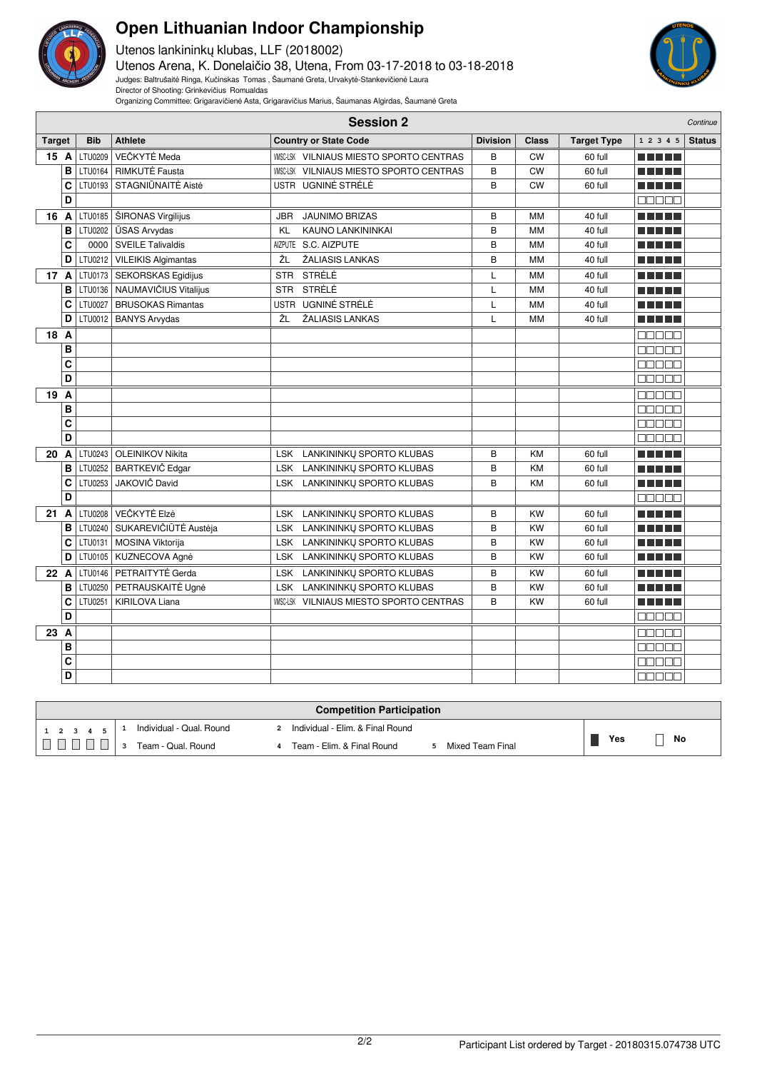# Open Lithuanian Indoor Championship

Utenos lankininkų klubas, LLF (2018002)

Utenos Arena, K. Donelaičio 38, Utena, From 03-17-2018 to 03-18-2018

Judges: Baltrušaitė Ringa, Kučinskas Tomas , Šaumanė Greta, Urvakytė-Stankevičienė Laura

Director of Shooting: Grinkevičius Romualdas

Organizing Committee: Grigaravičienė Asta, Grigaravičius Marius, Šaumanas Algirdas, Šaumanė Greta

## Session 2

*Continue*

| Target | | Bib | Athlete | Country or State Code | | Division | Class | Target Type | 1 2 3 4 5 | Status |
|---|---|---|---|---|---|---|---|---|---|---|
| 15 | A | LTU0209 | VEČKYTĖ Meda | VMSC-LSK | VILNIAUS MIESTO SPORTO CENTRAS | B | CW | 60 full | ■■■■■ | |
| | B | LTU0164 | RIMKUTĖ Fausta | VMSC-LSK | VILNIAUS MIESTO SPORTO CENTRAS | B | CW | 60 full | ■■■■■ | |
| | C | LTU0193 | STAGNIŪNAITĖ Aistė | USTR | UGNINĖ STRĖLĖ | B | CW | 60 full | ■■■■■ | |
| | D | | | | | | | | □□□□□ | |
| 16 | A | LTU0185 | ŠIRONAS Virgilijus | JBR | JAUNIMO BRIZAS | B | MM | 40 full | ■■■■■ | |
| | B | LTU0202 | ŪSAS Arvydas | KL | KAUNO LANKININKAI | B | MM | 40 full | ■■■■■ | |
| | C | 0000 | SVEILE Talivaldis | AIZPUTE | S.C. AIZPUTE | B | MM | 40 full | ■■■■■ | |
| | D | LTU0212 | VILEIKIS Algimantas | ŽL | ŽALIASIS LANKAS | B | MM | 40 full | ■■■■■ | |
| 17 | A | LTU0173 | SEKORSKAS Egidijus | STR | STRĖLĖ | L | MM | 40 full | ■■■■■ | |
| | B | LTU0136 | NAUMAVIČIUS Vitalijus | STR | STRĖLĖ | L | MM | 40 full | ■■■■■ | |
| | C | LTU0027 | BRUSOKAS Rimantas | USTR | UGNINĖ STRĖLĖ | L | MM | 40 full | ■■■■■ | |
| | D | LTU0012 | BANYS Arvydas | ŽL | ŽALIASIS LANKAS | L | MM | 40 full | ■■■■■ | |
| 18 | A | | | | | | | | □□□□□ | |
| | B | | | | | | | | □□□□□ | |
| | C | | | | | | | | □□□□□ | |
| | D | | | | | | | | □□□□□ | |
| 19 | A | | | | | | | | □□□□□ | |
| | B | | | | | | | | □□□□□ | |
| | C | | | | | | | | □□□□□ | |
| | D | | | | | | | | □□□□□ | |
| 20 | A | LTU0243 | OLEINIKOV Nikita | LSK | LANKININKŲ SPORTO KLUBAS | B | KM | 60 full | ■■■■■ | |
| | B | LTU0252 | BARTKEVIČ Edgar | LSK | LANKININKŲ SPORTO KLUBAS | B | KM | 60 full | ■■■■■ | |
| | C | LTU0253 | JAKOVIČ David | LSK | LANKININKŲ SPORTO KLUBAS | B | KM | 60 full | ■■■■■ | |
| | D | | | | | | | | □□□□□ | |
| 21 | A | LTU0208 | VEČKYTĖ Elzė | LSK | LANKININKŲ SPORTO KLUBAS | B | KW | 60 full | ■■■■■ | |
| | B | LTU0240 | SUKAREVIČIŪTĖ Austėja | LSK | LANKININKŲ SPORTO KLUBAS | B | KW | 60 full | ■■■■■ | |
| | C | LTU0131 | MOSINA Viktorija | LSK | LANKININKŲ SPORTO KLUBAS | B | KW | 60 full | ■■■■■ | |
| | D | LTU0105 | KUZNECOVA Agnė | LSK | LANKININKŲ SPORTO KLUBAS | B | KW | 60 full | ■■■■■ | |
| 22 | A | LTU0146 | PETRAITYTĖ Gerda | LSK | LANKININKŲ SPORTO KLUBAS | B | KW | 60 full | ■■■■■ | |
| | B | LTU0250 | PETRAUSKAITĖ Ugnė | LSK | LANKININKŲ SPORTO KLUBAS | B | KW | 60 full | ■■■■■ | |
| | C | LTU0251 | KIRILOVA Liana | VMSC-LSK | VILNIAUS MIESTO SPORTO CENTRAS | B | KW | 60 full | ■■■■■ | |
| | D | | | | | | | | □□□□□ | |
| 23 | A | | | | | | | | □□□□□ | |
| | B | | | | | | | | □□□□□ | |
| | C | | | | | | | | □□□□□ | |
| | D | | | | | | | | □□□□□ | |

### Competition Participation

| 1 2 3 4 5 | | | |
|---|---|---|---|
| □□□□□ | 1 Individual - Qual. Round | 2 Individual - Elim. & Final Round | ■ Yes □ No |
| | 3 Team - Qual. Round | 4 Team - Elim. & Final Round 5 Mixed Team Final | |

Participant List ordered by Target - 20180315.074738 UTC